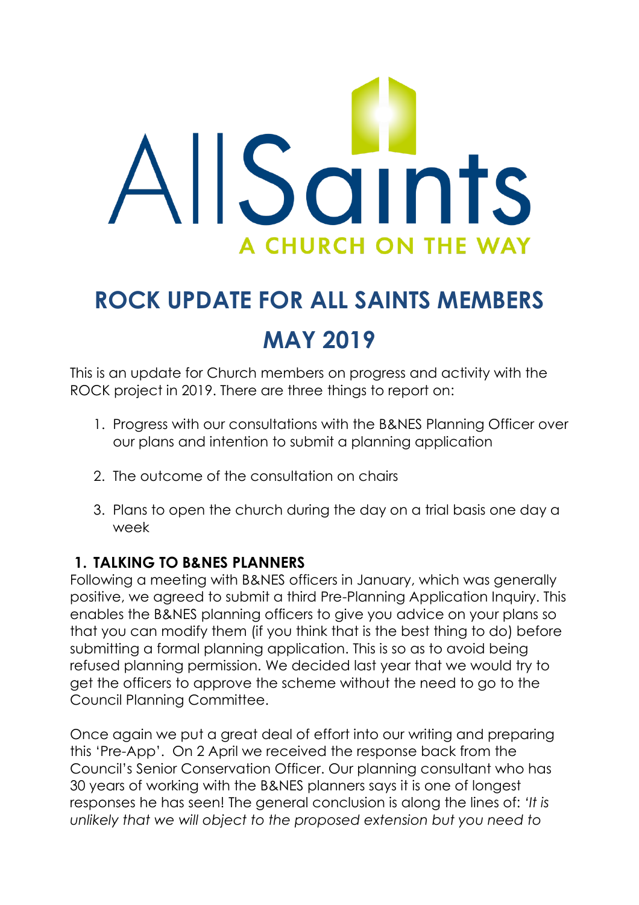AllSaints

A CHURCH ON THE WAY

# ROCK UPDATE FOR ALL SAINTS MEMBERS

# MAY 2019

This is an update for Church members on progress and activity with the ROCK project in 2019. There are three things to report on:

1. Progress with our consultations with the B&NES Planning Officer over our plans and intention to submit a planning application
2. The outcome of the consultation on chairs
3. Plans to open the church during the day on a trial basis one day a week

## 1. TALKING TO B&NES PLANNERS

Following a meeting with B&NES officers in January, which was generally positive, we agreed to submit a third Pre-Planning Application Inquiry. This enables the B&NES planning officers to give you advice on your plans so that you can modify them (if you think that is the best thing to do) before submitting a formal planning application. This is so as to avoid being refused planning permission. We decided last year that we would try to get the officers to approve the scheme without the need to go to the Council Planning Committee.

Once again we put a great deal of effort into our writing and preparing this 'Pre-App'. On 2 April we received the response back from the Council's Senior Conservation Officer. Our planning consultant who has 30 years of working with the B&NES planners says it is one of longest responses he has seen! The general conclusion is along the lines of: *'It is unlikely that we will object to the proposed extension but you need to*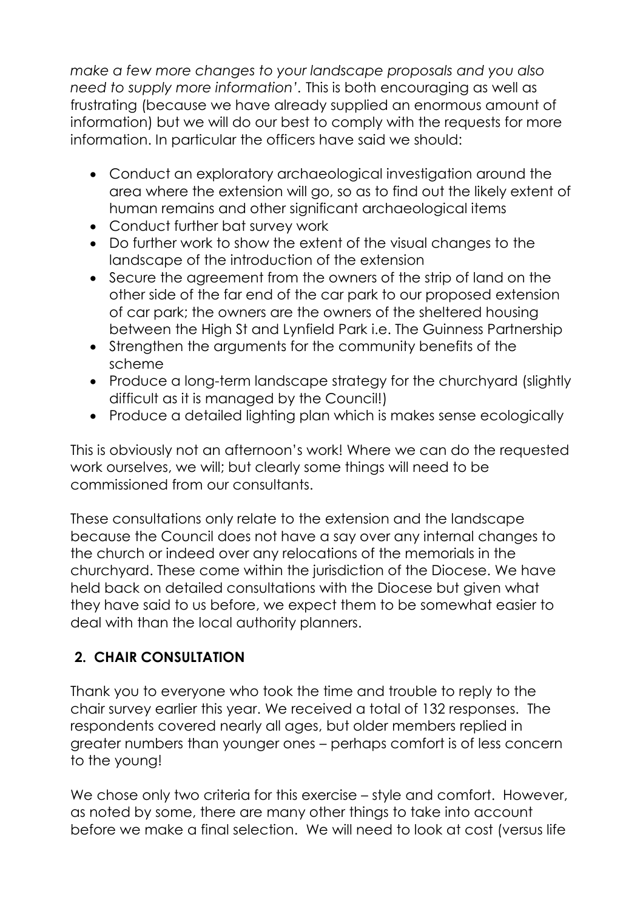*make a few more changes to your landscape proposals and you also need to supply more information'*. This is both encouraging as well as frustrating (because we have already supplied an enormous amount of information) but we will do our best to comply with the requests for more information. In particular the officers have said we should:

- Conduct an exploratory archaeological investigation around the area where the extension will go, so as to find out the likely extent of human remains and other significant archaeological items
- Conduct further bat survey work
- Do further work to show the extent of the visual changes to the landscape of the introduction of the extension
- Secure the agreement from the owners of the strip of land on the other side of the far end of the car park to our proposed extension of car park; the owners are the owners of the sheltered housing between the High St and Lynfield Park i.e. The Guinness Partnership
- Strengthen the arguments for the community benefits of the scheme
- Produce a long-term landscape strategy for the churchyard (slightly difficult as it is managed by the Council!)
- Produce a detailed lighting plan which is makes sense ecologically

This is obviously not an afternoon's work! Where we can do the requested work ourselves, we will; but clearly some things will need to be commissioned from our consultants.

These consultations only relate to the extension and the landscape because the Council does not have a say over any internal changes to the church or indeed over any relocations of the memorials in the churchyard. These come within the jurisdiction of the Diocese. We have held back on detailed consultations with the Diocese but given what they have said to us before, we expect them to be somewhat easier to deal with than the local authority planners.

## 2. CHAIR CONSULTATION

Thank you to everyone who took the time and trouble to reply to the chair survey earlier this year. We received a total of 132 responses. The respondents covered nearly all ages, but older members replied in greater numbers than younger ones – perhaps comfort is of less concern to the young!

We chose only two criteria for this exercise – style and comfort. However, as noted by some, there are many other things to take into account before we make a final selection. We will need to look at cost (versus life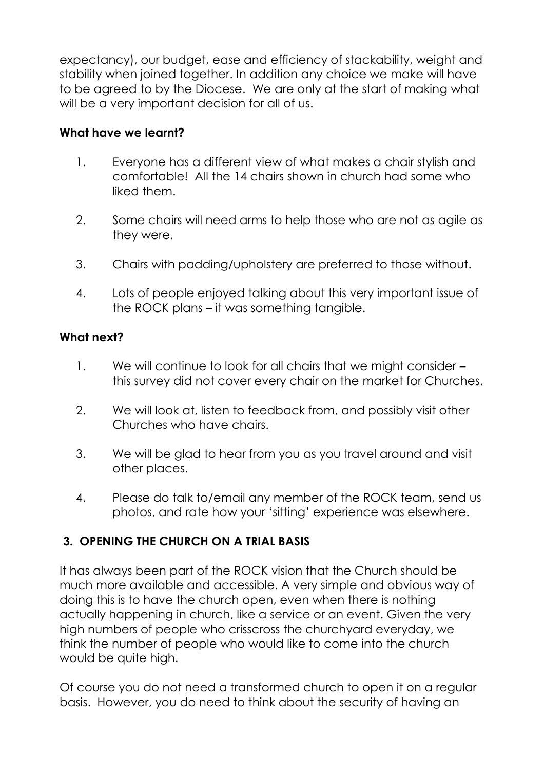expectancy), our budget, ease and efficiency of stackability, weight and stability when joined together. In addition any choice we make will have to be agreed to by the Diocese. We are only at the start of making what will be a very important decision for all of us.

**What have we learnt?**

1. Everyone has a different view of what makes a chair stylish and comfortable! All the 14 chairs shown in church had some who liked them.

2. Some chairs will need arms to help those who are not as agile as they were.

3. Chairs with padding/upholstery are preferred to those without.

4. Lots of people enjoyed talking about this very important issue of the ROCK plans – it was something tangible.

**What next?**

1. We will continue to look for all chairs that we might consider – this survey did not cover every chair on the market for Churches.

2. We will look at, listen to feedback from, and possibly visit other Churches who have chairs.

3. We will be glad to hear from you as you travel around and visit other places.

4. Please do talk to/email any member of the ROCK team, send us photos, and rate how your 'sitting' experience was elsewhere.

**3. OPENING THE CHURCH ON A TRIAL BASIS**

It has always been part of the ROCK vision that the Church should be much more available and accessible. A very simple and obvious way of doing this is to have the church open, even when there is nothing actually happening in church, like a service or an event. Given the very high numbers of people who crisscross the churchyard everyday, we think the number of people who would like to come into the church would be quite high.

Of course you do not need a transformed church to open it on a regular basis. However, you do need to think about the security of having an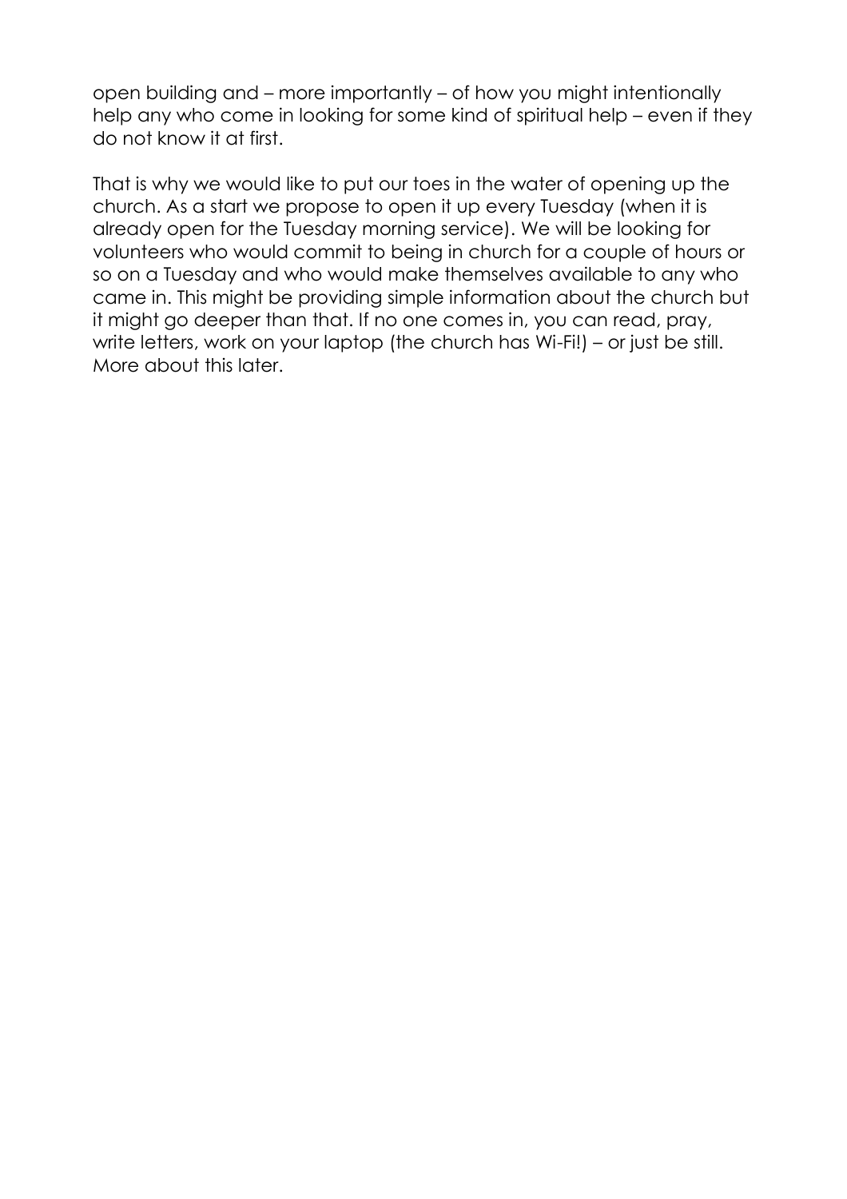open building and – more importantly – of how you might intentionally help any who come in looking for some kind of spiritual help – even if they do not know it at first.

That is why we would like to put our toes in the water of opening up the church. As a start we propose to open it up every Tuesday (when it is already open for the Tuesday morning service). We will be looking for volunteers who would commit to being in church for a couple of hours or so on a Tuesday and who would make themselves available to any who came in. This might be providing simple information about the church but it might go deeper than that. If no one comes in, you can read, pray, write letters, work on your laptop (the church has Wi-Fi!) – or just be still. More about this later.